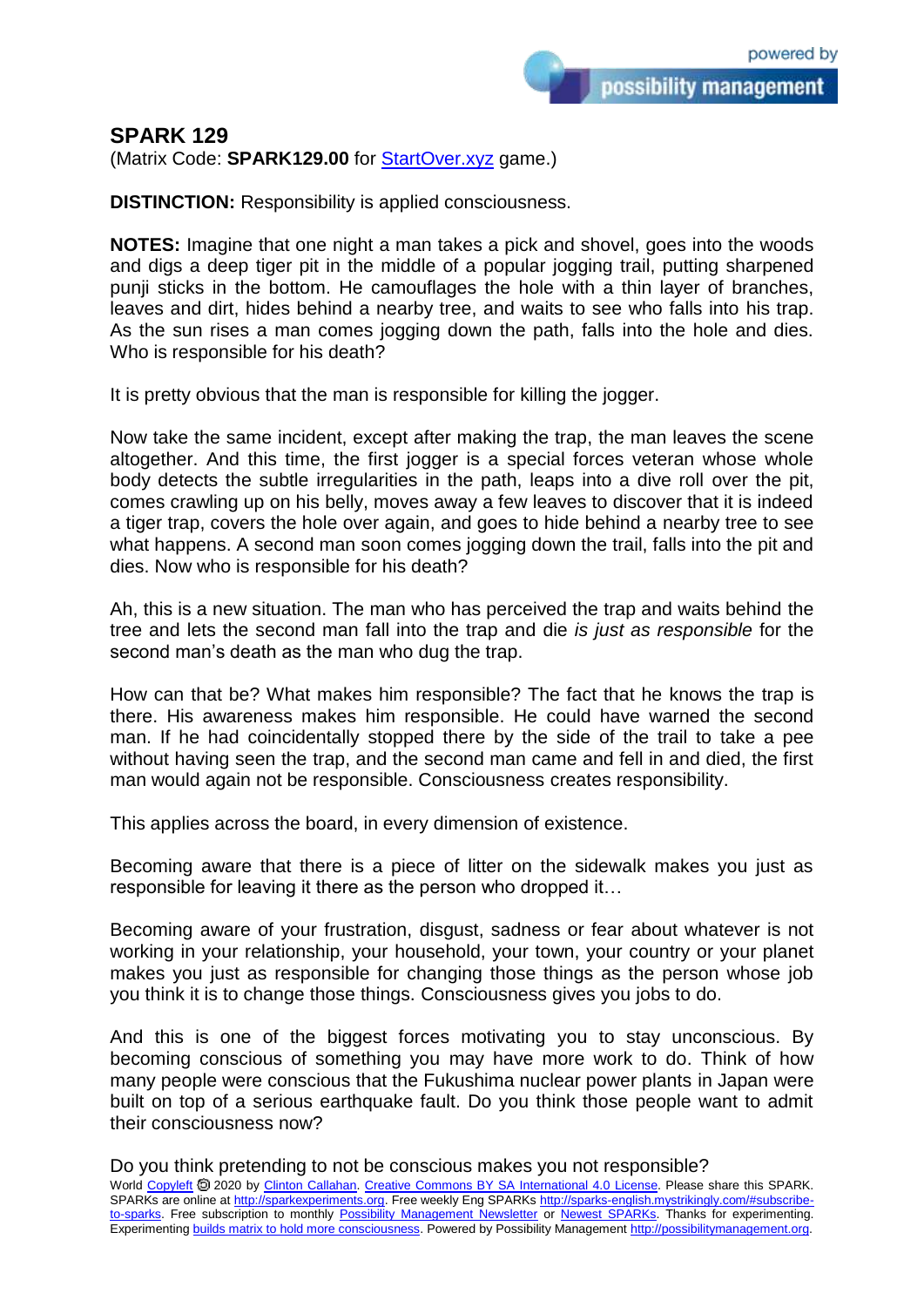## SPARK 129

(Matrix Code: **SPARK129.00** for StartOver.xyz game.)

**DISTINCTION:** Responsibility is applied consciousness.

**NOTES:** Imagine that one night a man takes a pick and shovel, goes into the woods and digs a deep tiger pit in the middle of a popular jogging trail, putting sharpened punji sticks in the bottom. He camouflages the hole with a thin layer of branches, leaves and dirt, hides behind a nearby tree, and waits to see who falls into his trap. As the sun rises a man comes jogging down the path, falls into the hole and dies. Who is responsible for his death?

It is pretty obvious that the man is responsible for killing the jogger.

Now take the same incident, except after making the trap, the man leaves the scene altogether. And this time, the first jogger is a special forces veteran whose whole body detects the subtle irregularities in the path, leaps into a dive roll over the pit, comes crawling up on his belly, moves away a few leaves to discover that it is indeed a tiger trap, covers the hole over again, and goes to hide behind a nearby tree to see what happens. A second man soon comes jogging down the trail, falls into the pit and dies. Now who is responsible for his death?

Ah, this is a new situation. The man who has perceived the trap and waits behind the tree and lets the second man fall into the trap and die *is just as responsible* for the second man's death as the man who dug the trap.

How can that be? What makes him responsible? The fact that he knows the trap is there. His awareness makes him responsible. He could have warned the second man. If he had coincidentally stopped there by the side of the trail to take a pee without having seen the trap, and the second man came and fell in and died, the first man would again not be responsible. Consciousness creates responsibility.

This applies across the board, in every dimension of existence.

Becoming aware that there is a piece of litter on the sidewalk makes you just as responsible for leaving it there as the person who dropped it…

Becoming aware of your frustration, disgust, sadness or fear about whatever is not working in your relationship, your household, your town, your country or your planet makes you just as responsible for changing those things as the person whose job you think it is to change those things. Consciousness gives you jobs to do.

And this is one of the biggest forces motivating you to stay unconscious. By becoming conscious of something you may have more work to do. Think of how many people were conscious that the Fukushima nuclear power plants in Japan were built on top of a serious earthquake fault. Do you think those people want to admit their consciousness now?

Do you think pretending to not be conscious makes you not responsible?

World Copyleft 🄯 2020 by Clinton Callahan. Creative Commons BY SA International 4.0 License. Please share this SPARK. SPARKs are online at http://sparkexperiments.org. Free weekly Eng SPARKs http://sparks-english.mystrikingly.com/#subscribe-to-sparks. Free subscription to monthly Possibility Management Newsletter or Newest SPARKs. Thanks for experimenting. Experimenting builds matrix to hold more consciousness. Powered by Possibility Management http://possibilitymanagement.org.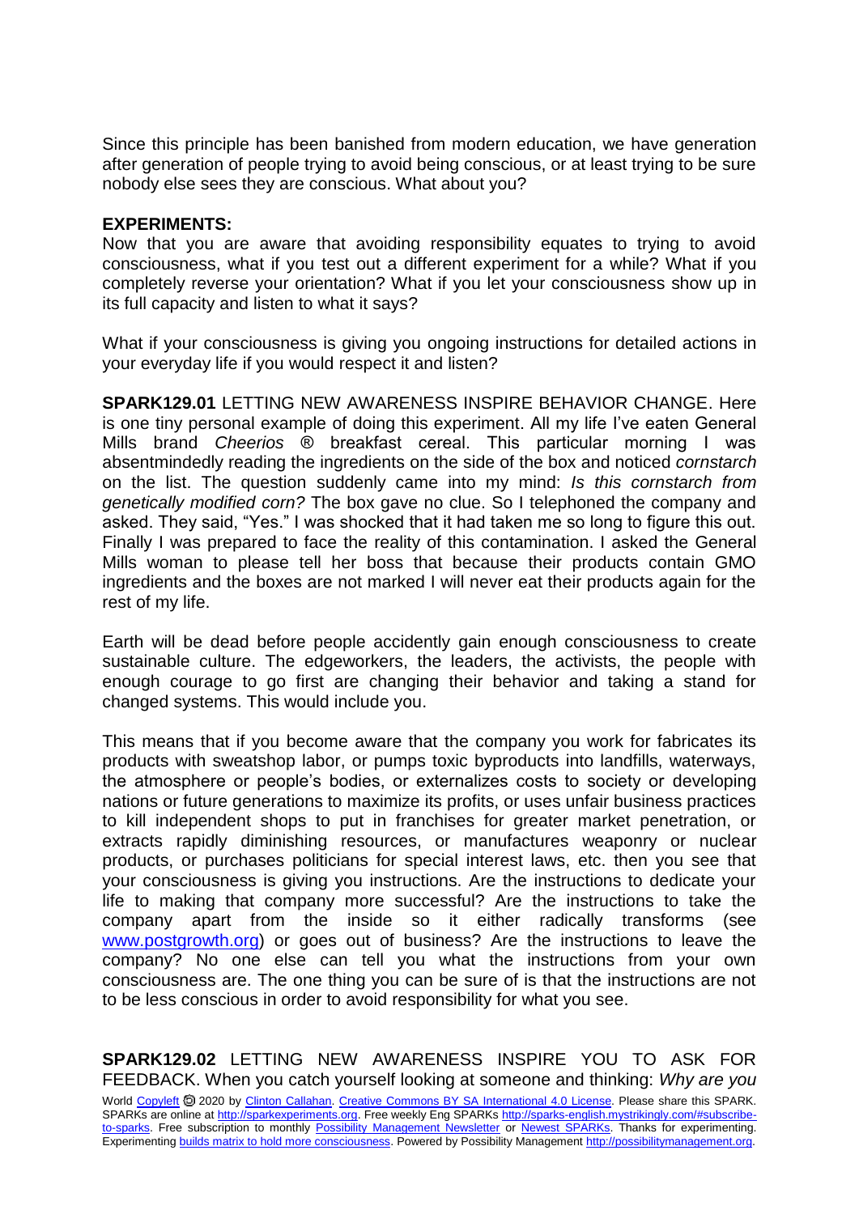Since this principle has been banished from modern education, we have generation after generation of people trying to avoid being conscious, or at least trying to be sure nobody else sees they are conscious. What about you?

**EXPERIMENTS:**

Now that you are aware that avoiding responsibility equates to trying to avoid consciousness, what if you test out a different experiment for a while? What if you completely reverse your orientation? What if you let your consciousness show up in its full capacity and listen to what it says?

What if your consciousness is giving you ongoing instructions for detailed actions in your everyday life if you would respect it and listen?

**SPARK129.01** LETTING NEW AWARENESS INSPIRE BEHAVIOR CHANGE. Here is one tiny personal example of doing this experiment. All my life I've eaten General Mills brand *Cheerios* ® breakfast cereal. This particular morning I was absentmindedly reading the ingredients on the side of the box and noticed *cornstarch* on the list. The question suddenly came into my mind: *Is this cornstarch from genetically modified corn?* The box gave no clue. So I telephoned the company and asked. They said, "Yes." I was shocked that it had taken me so long to figure this out. Finally I was prepared to face the reality of this contamination. I asked the General Mills woman to please tell her boss that because their products contain GMO ingredients and the boxes are not marked I will never eat their products again for the rest of my life.

Earth will be dead before people accidently gain enough consciousness to create sustainable culture. The edgeworkers, the leaders, the activists, the people with enough courage to go first are changing their behavior and taking a stand for changed systems. This would include you.

This means that if you become aware that the company you work for fabricates its products with sweatshop labor, or pumps toxic byproducts into landfills, waterways, the atmosphere or people's bodies, or externalizes costs to society or developing nations or future generations to maximize its profits, or uses unfair business practices to kill independent shops to put in franchises for greater market penetration, or extracts rapidly diminishing resources, or manufactures weaponry or nuclear products, or purchases politicians for special interest laws, etc. then you see that your consciousness is giving you instructions. Are the instructions to dedicate your life to making that company more successful? Are the instructions to take the company apart from the inside so it either radically transforms (see www.postgrowth.org) or goes out of business? Are the instructions to leave the company? No one else can tell you what the instructions from your own consciousness are. The one thing you can be sure of is that the instructions are not to be less conscious in order to avoid responsibility for what you see.

**SPARK129.02** LETTING NEW AWARENESS INSPIRE YOU TO ASK FOR FEEDBACK. When you catch yourself looking at someone and thinking: *Why are you*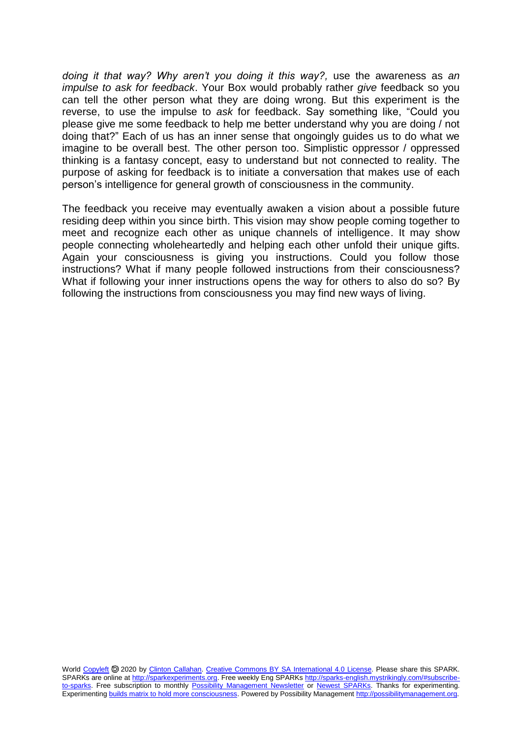*doing it that way? Why aren't you doing it this way?,* use the awareness as *an impulse to ask for feedback*. Your Box would probably rather *give* feedback so you can tell the other person what they are doing wrong. But this experiment is the reverse, to use the impulse to *ask* for feedback. Say something like, "Could you please give me some feedback to help me better understand why you are doing / not doing that?" Each of us has an inner sense that ongoingly guides us to do what we imagine to be overall best. The other person too. Simplistic oppressor / oppressed thinking is a fantasy concept, easy to understand but not connected to reality. The purpose of asking for feedback is to initiate a conversation that makes use of each person's intelligence for general growth of consciousness in the community.

The feedback you receive may eventually awaken a vision about a possible future residing deep within you since birth. This vision may show people coming together to meet and recognize each other as unique channels of intelligence. It may show people connecting wholeheartedly and helping each other unfold their unique gifts. Again your consciousness is giving you instructions. Could you follow those instructions? What if many people followed instructions from their consciousness? What if following your inner instructions opens the way for others to also do so? By following the instructions from consciousness you may find new ways of living.

World Copyleft 🄯 2020 by Clinton Callahan. Creative Commons BY SA International 4.0 License. Please share this SPARK. SPARKs are online at http://sparkexperiments.org. Free weekly Eng SPARKs http://sparks-english.mystrikingly.com/#subscribe-to-sparks. Free subscription to monthly Possibility Management Newsletter or Newest SPARKs. Thanks for experimenting. Experimenting builds matrix to hold more consciousness. Powered by Possibility Management http://possibilitymanagement.org.